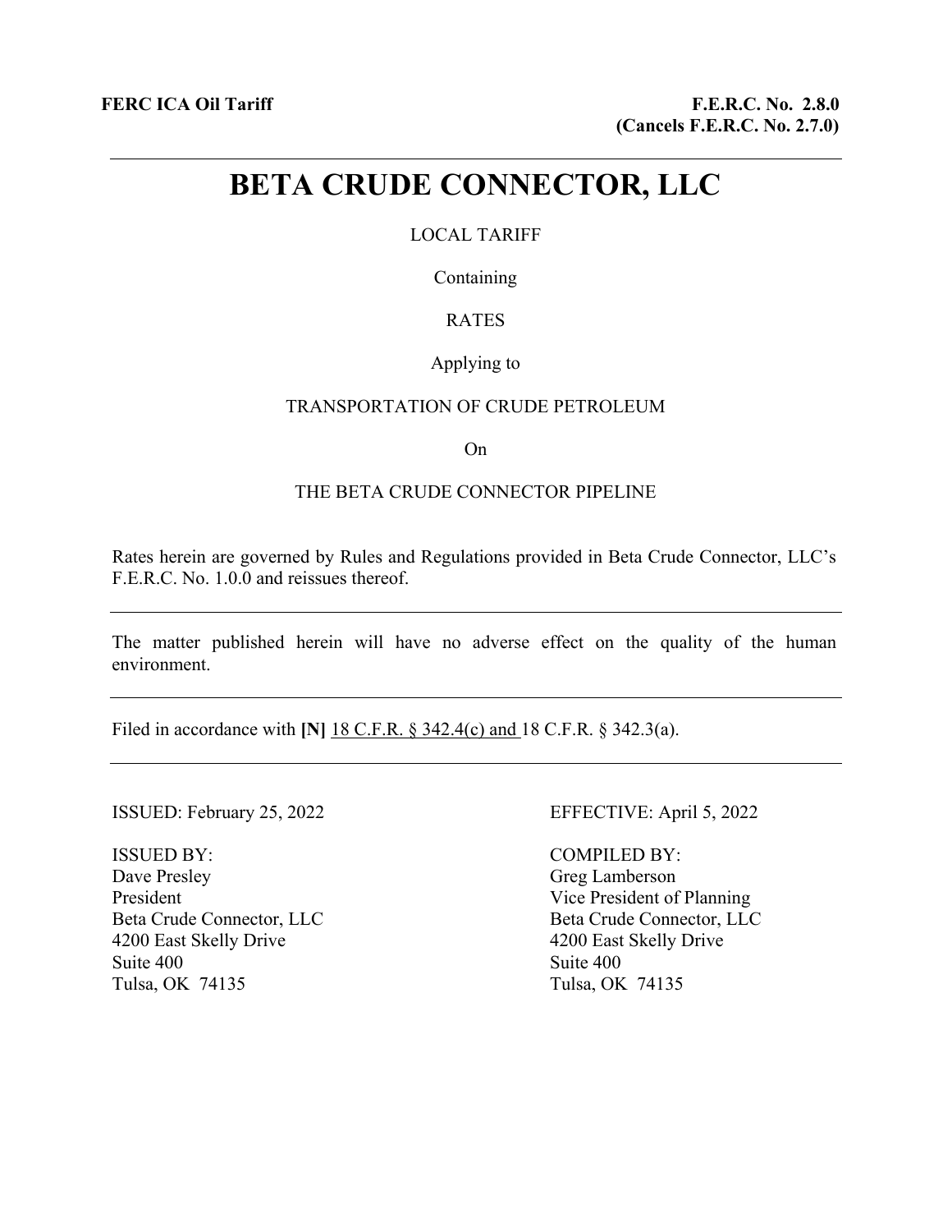**FERC ICA Oil Tariff**

**F.E.R.C. No. 2.8.0**
**(Cancels F.E.R.C. No. 2.7.0)**

---

# BETA CRUDE CONNECTOR, LLC

LOCAL TARIFF

Containing

RATES

Applying to

TRANSPORTATION OF CRUDE PETROLEUM

On

THE BETA CRUDE CONNECTOR PIPELINE

Rates herein are governed by Rules and Regulations provided in Beta Crude Connector, LLC's F.E.R.C. No. 1.0.0 and reissues thereof.

---

The matter published herein will have no adverse effect on the quality of the human environment.

---

Filed in accordance with **[N]** <u>18 C.F.R. § 342.4(c) and </u>18 C.F.R. § 342.3(a).

---

ISSUED: February 25, 2022

EFFECTIVE: April 5, 2022

ISSUED BY:
Dave Presley
President
Beta Crude Connector, LLC
4200 East Skelly Drive
Suite 400
Tulsa, OK 74135

COMPILED BY:
Greg Lamberson
Vice President of Planning
Beta Crude Connector, LLC
4200 East Skelly Drive
Suite 400
Tulsa, OK 74135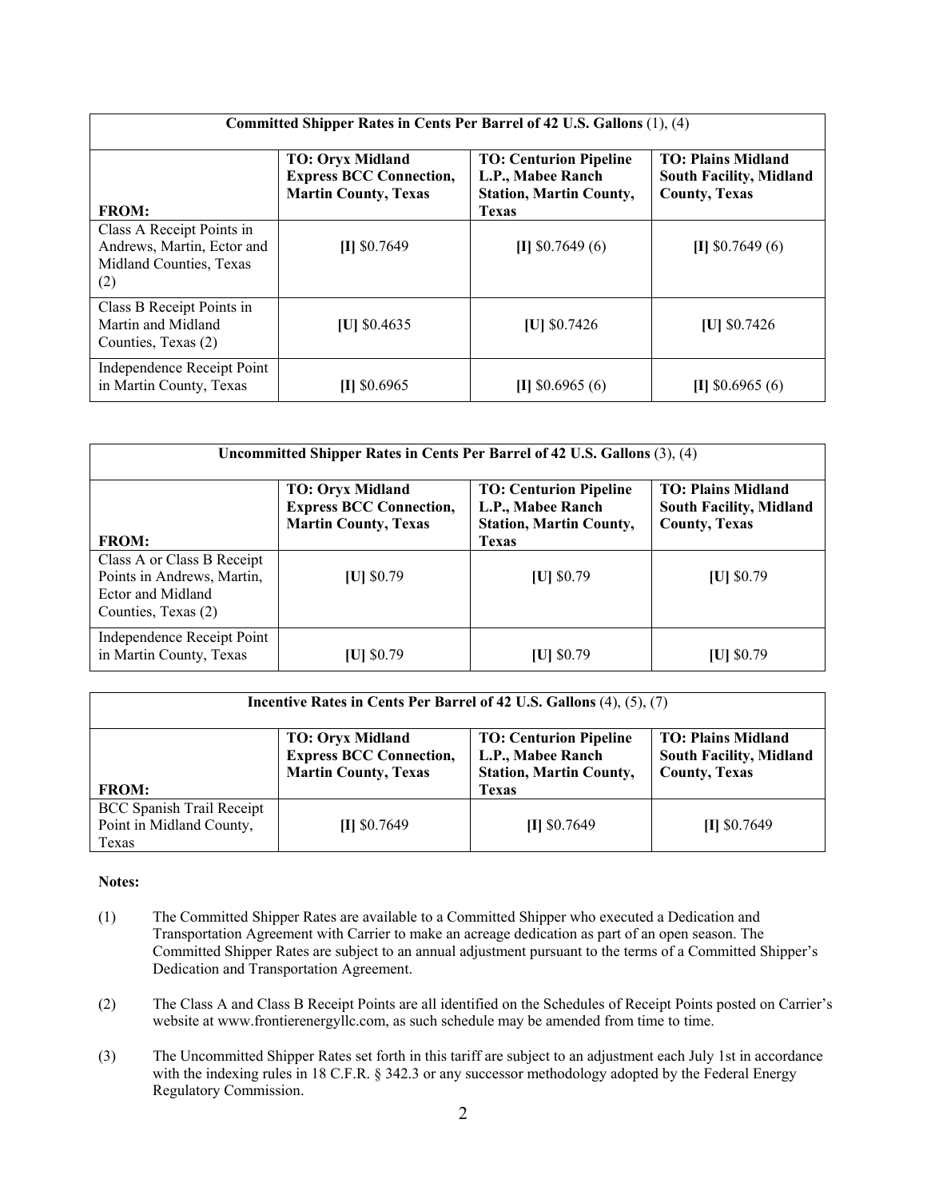| **Committed Shipper Rates in Cents Per Barrel of 42 U.S. Gallons** (1), (4) | | | |
|---|---|---|---|
| **FROM:** | **TO: Oryx Midland Express BCC Connection, Martin County, Texas** | **TO: Centurion Pipeline L.P., Mabee Ranch Station, Martin County, Texas** | **TO: Plains Midland South Facility, Midland County, Texas** |
| Class A Receipt Points in Andrews, Martin, Ector and Midland Counties, Texas (2) | **[I]** $0.7649 | **[I]** $0.7649 (6) | **[I]** $0.7649 (6) |
| Class B Receipt Points in Martin and Midland Counties, Texas (2) | **[U]** $0.4635 | **[U]** $0.7426 | **[U]** $0.7426 |
| Independence Receipt Point in Martin County, Texas | **[I]** $0.6965 | **[I]** $0.6965 (6) | **[I]** $0.6965 (6) |

| **Uncommitted Shipper Rates in Cents Per Barrel of 42 U.S. Gallons** (3), (4) | | | |
|---|---|---|---|
| **FROM:** | **TO: Oryx Midland Express BCC Connection, Martin County, Texas** | **TO: Centurion Pipeline L.P., Mabee Ranch Station, Martin County, Texas** | **TO: Plains Midland South Facility, Midland County, Texas** |
| Class A or Class B Receipt Points in Andrews, Martin, Ector and Midland Counties, Texas (2) | **[U]** $0.79 | **[U]** $0.79 | **[U]** $0.79 |
| Independence Receipt Point in Martin County, Texas | **[U]** $0.79 | **[U]** $0.79 | **[U]** $0.79 |

| **Incentive Rates in Cents Per Barrel of 42 U.S. Gallons** (4), (5), (7) | | | |
|---|---|---|---|
| **FROM:** | **TO: Oryx Midland Express BCC Connection, Martin County, Texas** | **TO: Centurion Pipeline L.P., Mabee Ranch Station, Martin County, Texas** | **TO: Plains Midland South Facility, Midland County, Texas** |
| BCC Spanish Trail Receipt Point in Midland County, Texas | **[I]** $0.7649 | **[I]** $0.7649 | **[I]** $0.7649 |

**Notes:**

(1) The Committed Shipper Rates are available to a Committed Shipper who executed a Dedication and Transportation Agreement with Carrier to make an acreage dedication as part of an open season. The Committed Shipper Rates are subject to an annual adjustment pursuant to the terms of a Committed Shipper's Dedication and Transportation Agreement.

(2) The Class A and Class B Receipt Points are all identified on the Schedules of Receipt Points posted on Carrier's website at www.frontierenergyllc.com, as such schedule may be amended from time to time.

(3) The Uncommitted Shipper Rates set forth in this tariff are subject to an adjustment each July 1st in accordance with the indexing rules in 18 C.F.R. § 342.3 or any successor methodology adopted by the Federal Energy Regulatory Commission.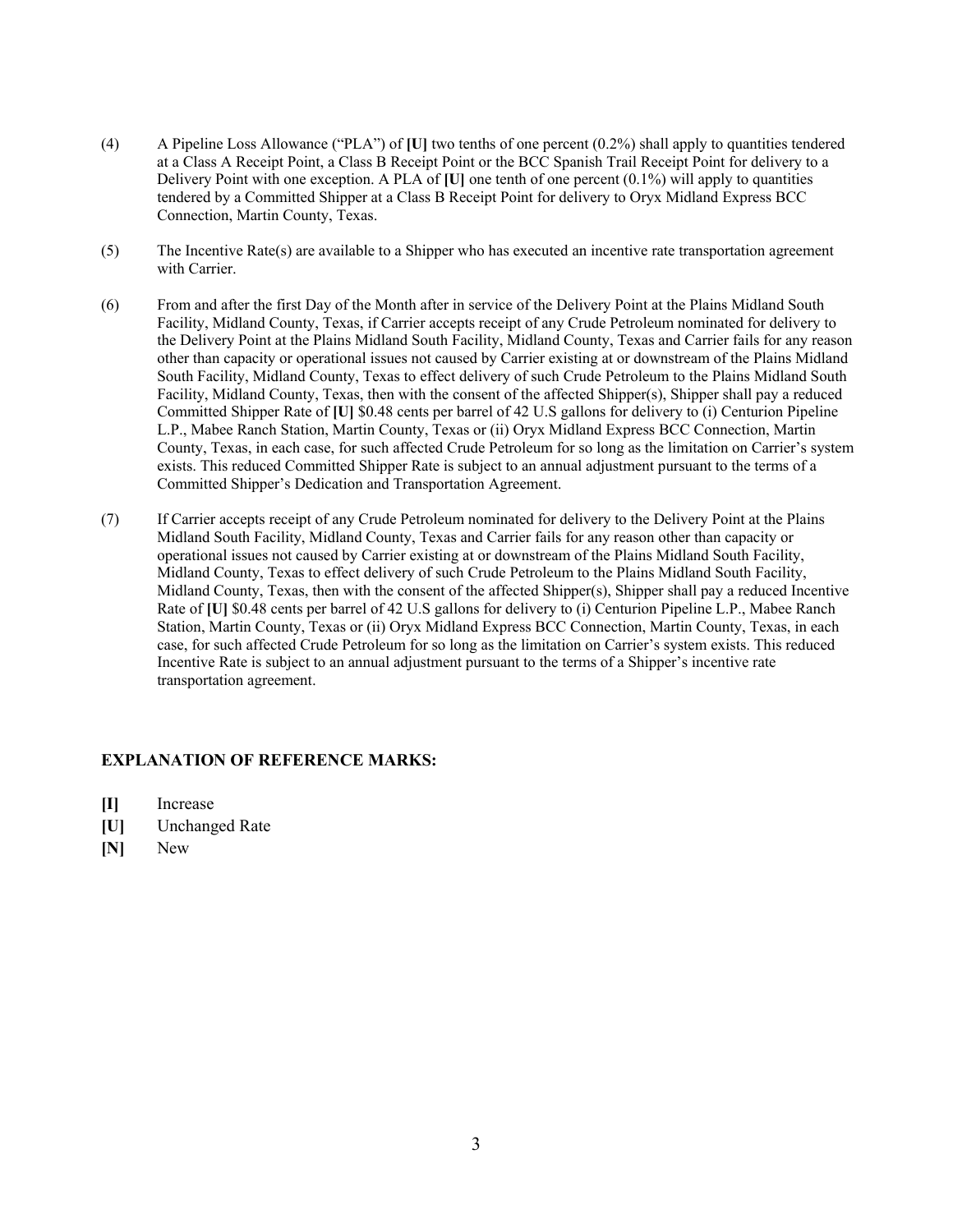(4) A Pipeline Loss Allowance ("PLA") of **[U]** two tenths of one percent (0.2%) shall apply to quantities tendered at a Class A Receipt Point, a Class B Receipt Point or the BCC Spanish Trail Receipt Point for delivery to a Delivery Point with one exception. A PLA of **[U]** one tenth of one percent (0.1%) will apply to quantities tendered by a Committed Shipper at a Class B Receipt Point for delivery to Oryx Midland Express BCC Connection, Martin County, Texas.

(5) The Incentive Rate(s) are available to a Shipper who has executed an incentive rate transportation agreement with Carrier.

(6) From and after the first Day of the Month after in service of the Delivery Point at the Plains Midland South Facility, Midland County, Texas, if Carrier accepts receipt of any Crude Petroleum nominated for delivery to the Delivery Point at the Plains Midland South Facility, Midland County, Texas and Carrier fails for any reason other than capacity or operational issues not caused by Carrier existing at or downstream of the Plains Midland South Facility, Midland County, Texas to effect delivery of such Crude Petroleum to the Plains Midland South Facility, Midland County, Texas, then with the consent of the affected Shipper(s), Shipper shall pay a reduced Committed Shipper Rate of **[U]** $0.48 cents per barrel of 42 U.S gallons for delivery to (i) Centurion Pipeline L.P., Mabee Ranch Station, Martin County, Texas or (ii) Oryx Midland Express BCC Connection, Martin County, Texas, in each case, for such affected Crude Petroleum for so long as the limitation on Carrier's system exists. This reduced Committed Shipper Rate is subject to an annual adjustment pursuant to the terms of a Committed Shipper's Dedication and Transportation Agreement.

(7) If Carrier accepts receipt of any Crude Petroleum nominated for delivery to the Delivery Point at the Plains Midland South Facility, Midland County, Texas and Carrier fails for any reason other than capacity or operational issues not caused by Carrier existing at or downstream of the Plains Midland South Facility, Midland County, Texas to effect delivery of such Crude Petroleum to the Plains Midland South Facility, Midland County, Texas, then with the consent of the affected Shipper(s), Shipper shall pay a reduced Incentive Rate of **[U]** $0.48 cents per barrel of 42 U.S gallons for delivery to (i) Centurion Pipeline L.P., Mabee Ranch Station, Martin County, Texas or (ii) Oryx Midland Express BCC Connection, Martin County, Texas, in each case, for such affected Crude Petroleum for so long as the limitation on Carrier's system exists. This reduced Incentive Rate is subject to an annual adjustment pursuant to the terms of a Shipper's incentive rate transportation agreement.

## EXPLANATION OF REFERENCE MARKS:

**[I]** Increase

**[U]** Unchanged Rate

**[N]** New